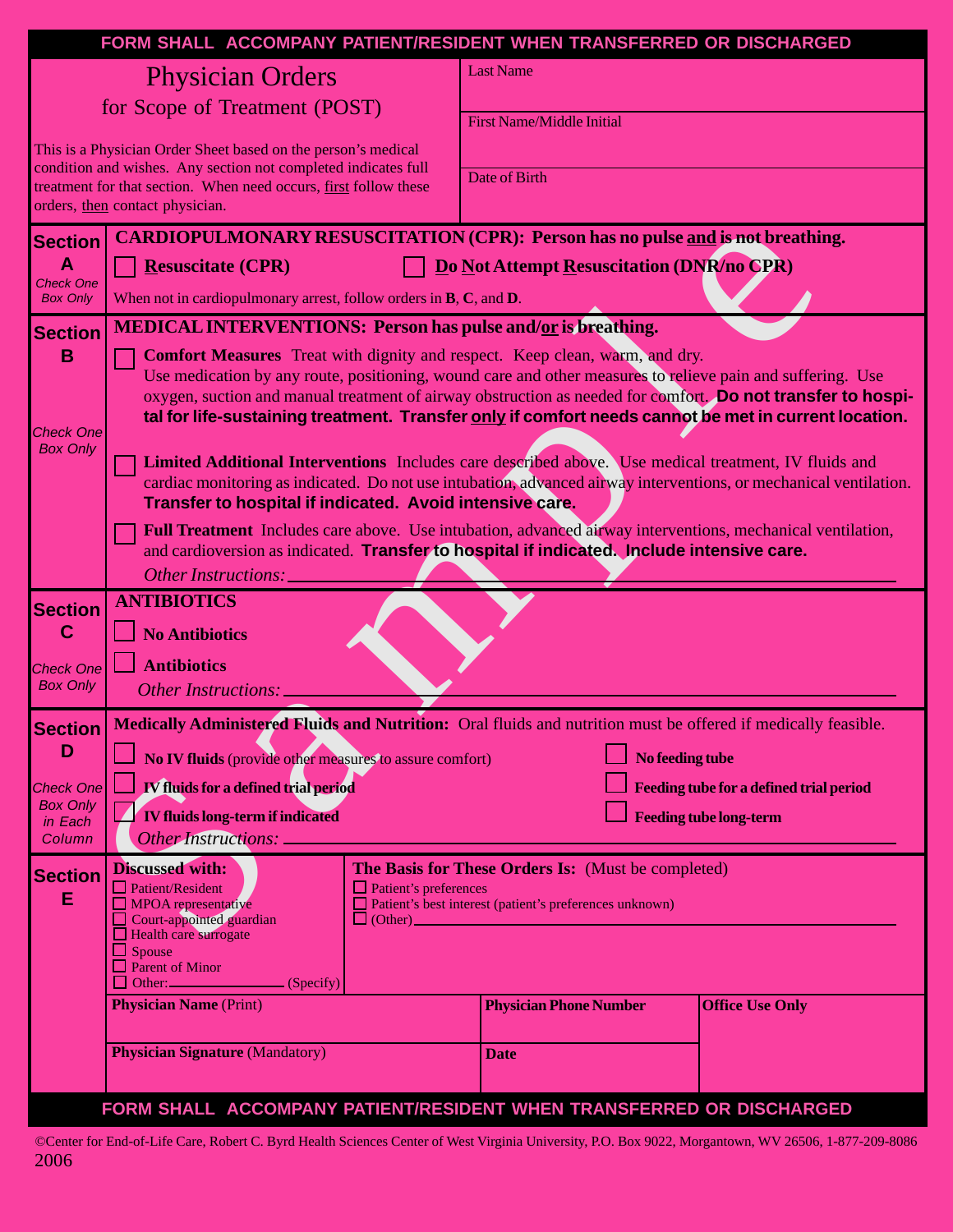**FORM SHALL ACCOMPANY PATIENT/RESIDENT WHEN TRANSFERRED OR DISCHARGED**

# Physician Orders for Scope of Treatment (POST)

This is a Physician Order Sheet based on the person's medical condition and wishes. Any section not completed indicates full treatment for that section. When need occurs, first follow these orders, then contact physician.

Last Name

First Name/Middle Initial

Date of Birth

## Section A (Check One Box Only)

**CARDIOPULMONARY RESUSCITATION (CPR): Person has no pulse and is not breathing.**

☐ **Resuscitate (CPR)** ☐ **Do Not Attempt Resuscitation (DNR/no CPR)**

When not in cardiopulmonary arrest, follow orders in **B**, **C**, and **D**.

## Section B (Check One Box Only)

**MEDICAL INTERVENTIONS: Person has pulse and/or is breathing.**

☐ **Comfort Measures** Treat with dignity and respect. Keep clean, warm, and dry. Use medication by any route, positioning, wound care and other measures to relieve pain and suffering. Use oxygen, suction and manual treatment of airway obstruction as needed for comfort. **Do not transfer to hospital for life-sustaining treatment. Transfer only if comfort needs cannot be met in current location.**

☐ **Limited Additional Interventions** Includes care described above. Use medical treatment, IV fluids and cardiac monitoring as indicated. Do not use intubation, advanced airway interventions, or mechanical ventilation. **Transfer to hospital if indicated. Avoid intensive care.**

☐ **Full Treatment** Includes care above. Use intubation, advanced airway interventions, mechanical ventilation, and cardioversion as indicated. **Transfer to hospital if indicated. Include intensive care.**

*Other Instructions:* ____________________

## Section C (Check One Box Only)

**ANTIBIOTICS**

☐ **No Antibiotics**

☐ **Antibiotics**

*Other Instructions:* ____________________

## Section D (Check One Box Only in Each Column)

**Medically Administered Fluids and Nutrition:** Oral fluids and nutrition must be offered if medically feasible.

☐ **No IV fluids** (provide other measures to assure comfort) ☐ **No feeding tube**

☐ **IV fluids for a defined trial period** ☐ **Feeding tube for a defined trial period**

☐ **IV fluids long-term if indicated** ☐ **Feeding tube long-term**

*Other Instructions:* ____________________

## Section E

**Discussed with:**

☐ Patient/Resident
☐ MPOA representative
☐ Court-appointed guardian
☐ Health care surrogate
☐ Spouse
☐ Parent of Minor
☐ Other: ____________ (Specify)

**The Basis for These Orders Is:** (Must be completed)

☐ Patient's preferences
☐ Patient's best interest (patient's preferences unknown)
☐ (Other) ____________________

| **Physician Name** (Print) | **Physician Phone Number** | **Office Use Only** |
|---|---|---|
| **Physician Signature** (Mandatory) | **Date** | |

**FORM SHALL ACCOMPANY PATIENT/RESIDENT WHEN TRANSFERRED OR DISCHARGED**

©Center for End-of-Life Care, Robert C. Byrd Health Sciences Center of West Virginia University, P.O. Box 9022, Morgantown, WV 26506, 1-877-209-8086
2006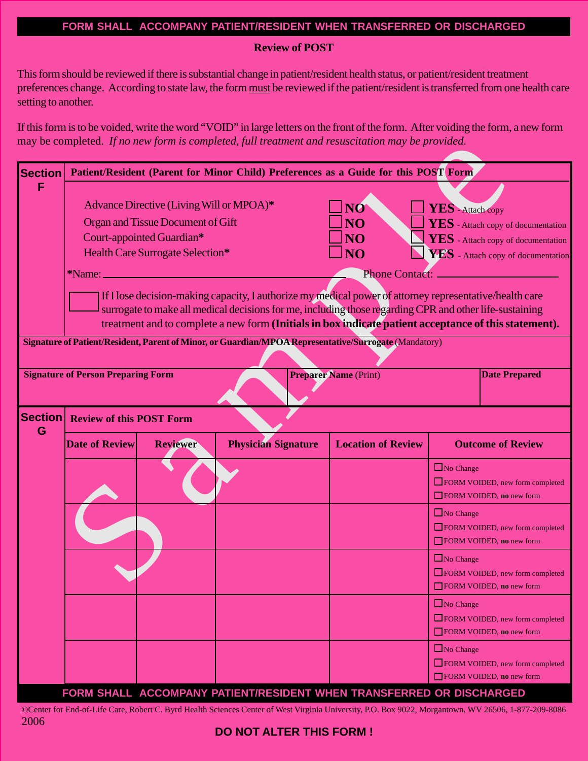**FORM SHALL ACCOMPANY PATIENT/RESIDENT WHEN TRANSFERRED OR DISCHARGED**

## Review of POST

This form should be reviewed if there is substantial change in patient/resident health status, or patient/resident treatment preferences change. According to state law, the form must be reviewed if the patient/resident is transferred from one health care setting to another.

If this form is to be voided, write the word "VOID" in large letters on the front of the form. After voiding the form, a new form may be completed. *If no new form is completed, full treatment and resuscitation may be provided.*

### Section F — Patient/Resident (Parent for Minor Child) Preferences as a Guide for this POST Form

| | | |
|---|---|---|
| Advance Directive (Living Will or MPOA)* | ☐ NO | ☐ YES - Attach copy |
| Organ and Tissue Document of Gift | ☐ NO | ☐ YES - Attach copy of documentation |
| Court-appointed Guardian* | ☐ NO | ☐ YES - Attach copy of documentation |
| Health Care Surrogate Selection* | ☐ NO | ☐ YES - Attach copy of documentation |

*Name: ______________________ Phone Contact: ______________________

☐ If I lose decision-making capacity, I authorize my medical power of attorney representative/health care surrogate to make all medical decisions for me, including those regarding CPR and other life-sustaining treatment and to complete a new form **(Initials in box indicate patient acceptance of this statement).**

**Signature of Patient/Resident, Parent of Minor, or Guardian/MPOA Representative/Surrogate** (Mandatory)

| **Signature of Person Preparing Form** | **Preparer Name** (Print) | **Date Prepared** |
|---|---|---|
| | | |

### Section G — Review of this POST Form

| Date of Review | Reviewer | Physician Signature | Location of Review | Outcome of Review |
|---|---|---|---|---|
| | | | | ☐ No Change<br>☐ FORM VOIDED, new form completed<br>☐ FORM VOIDED, **no** new form |
| | | | | ☐ No Change<br>☐ FORM VOIDED, new form completed<br>☐ FORM VOIDED, **no** new form |
| | | | | ☐ No Change<br>☐ FORM VOIDED, new form completed<br>☐ FORM VOIDED, **no** new form |
| | | | | ☐ No Change<br>☐ FORM VOIDED, new form completed<br>☐ FORM VOIDED, **no** new form |
| | | | | ☐ No Change<br>☐ FORM VOIDED, new form completed<br>☐ FORM VOIDED, **no** new form |

**FORM SHALL ACCOMPANY PATIENT/RESIDENT WHEN TRANSFERRED OR DISCHARGED**

©Center for End-of-Life Care, Robert C. Byrd Health Sciences Center of West Virginia University, P.O. Box 9022, Morgantown, WV 26506, 1-877-209-8086 2006

**DO NOT ALTER THIS FORM !**